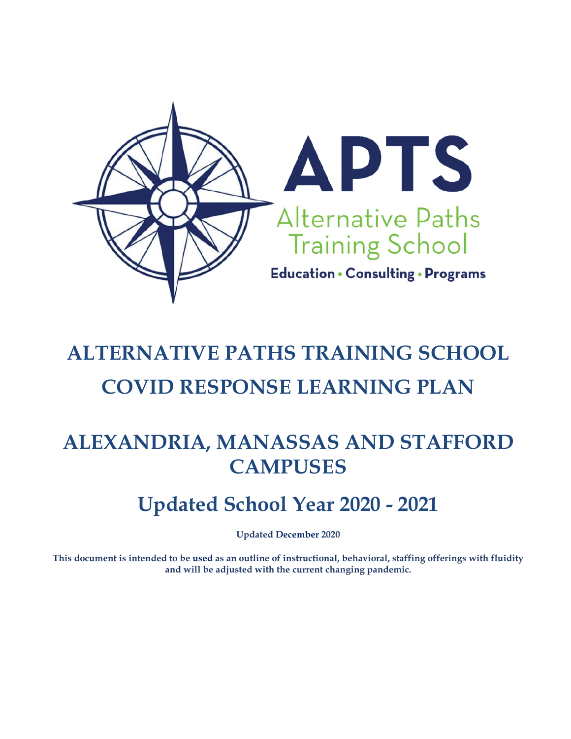APTS

Alternative Paths Training School

Education • Consulting • Programs

# ALTERNATIVE PATHS TRAINING SCHOOL COVID RESPONSE LEARNING PLAN

# ALEXANDRIA, MANASSAS AND STAFFORD CAMPUSES

## Updated School Year 2020 - 2021

**Updated December 2020**

**This document is intended to be used as an outline of instructional, behavioral, staffing offerings with fluidity and will be adjusted with the current changing pandemic.**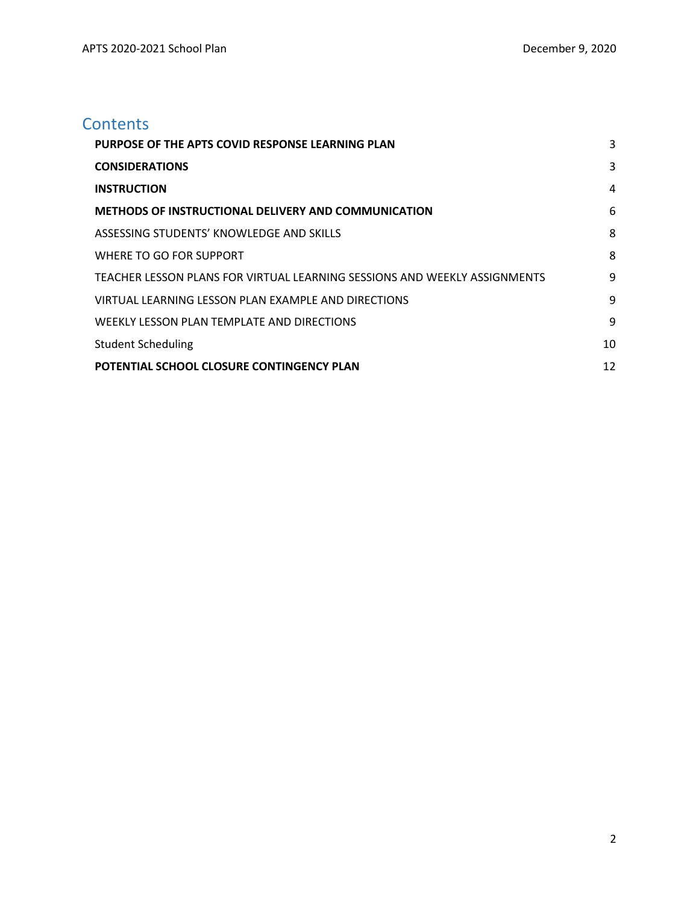## Contents

| | |
|---|---|
| **PURPOSE OF THE APTS COVID RESPONSE LEARNING PLAN** | 3 |
| **CONSIDERATIONS** | 3 |
| **INSTRUCTION** | 4 |
| **METHODS OF INSTRUCTIONAL DELIVERY AND COMMUNICATION** | 6 |
| ASSESSING STUDENTS' KNOWLEDGE AND SKILLS | 8 |
| WHERE TO GO FOR SUPPORT | 8 |
| TEACHER LESSON PLANS FOR VIRTUAL LEARNING SESSIONS AND WEEKLY ASSIGNMENTS | 9 |
| VIRTUAL LEARNING LESSON PLAN EXAMPLE AND DIRECTIONS | 9 |
| WEEKLY LESSON PLAN TEMPLATE AND DIRECTIONS | 9 |
| Student Scheduling | 10 |
| **POTENTIAL SCHOOL CLOSURE CONTINGENCY PLAN** | 12 |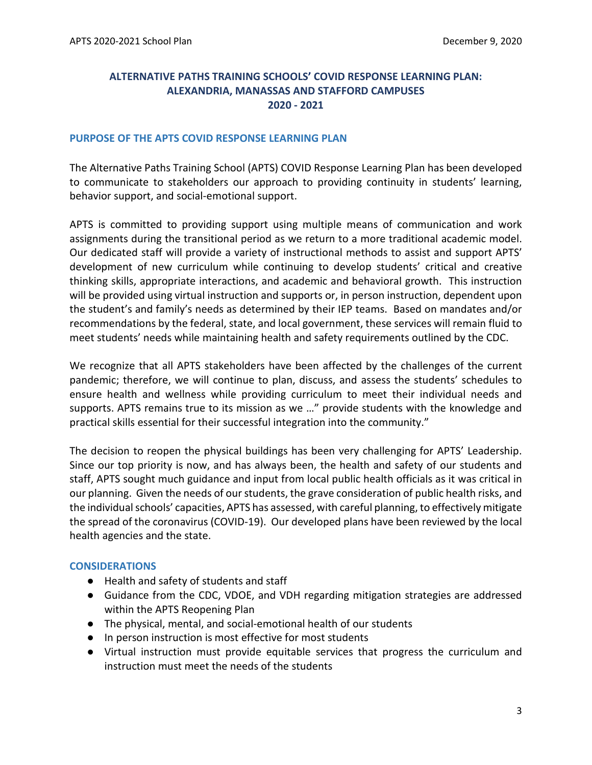# ALTERNATIVE PATHS TRAINING SCHOOLS' COVID RESPONSE LEARNING PLAN: ALEXANDRIA, MANASSAS AND STAFFORD CAMPUSES 2020 - 2021

## PURPOSE OF THE APTS COVID RESPONSE LEARNING PLAN

The Alternative Paths Training School (APTS) COVID Response Learning Plan has been developed to communicate to stakeholders our approach to providing continuity in students' learning, behavior support, and social-emotional support.

APTS is committed to providing support using multiple means of communication and work assignments during the transitional period as we return to a more traditional academic model. Our dedicated staff will provide a variety of instructional methods to assist and support APTS' development of new curriculum while continuing to develop students' critical and creative thinking skills, appropriate interactions, and academic and behavioral growth. This instruction will be provided using virtual instruction and supports or, in person instruction, dependent upon the student's and family's needs as determined by their IEP teams. Based on mandates and/or recommendations by the federal, state, and local government, these services will remain fluid to meet students' needs while maintaining health and safety requirements outlined by the CDC.

We recognize that all APTS stakeholders have been affected by the challenges of the current pandemic; therefore, we will continue to plan, discuss, and assess the students' schedules to ensure health and wellness while providing curriculum to meet their individual needs and supports. APTS remains true to its mission as we …" provide students with the knowledge and practical skills essential for their successful integration into the community."

The decision to reopen the physical buildings has been very challenging for APTS' Leadership. Since our top priority is now, and has always been, the health and safety of our students and staff, APTS sought much guidance and input from local public health officials as it was critical in our planning. Given the needs of our students, the grave consideration of public health risks, and the individual schools' capacities, APTS has assessed, with careful planning, to effectively mitigate the spread of the coronavirus (COVID-19). Our developed plans have been reviewed by the local health agencies and the state.

## CONSIDERATIONS

- Health and safety of students and staff
- Guidance from the CDC, VDOE, and VDH regarding mitigation strategies are addressed within the APTS Reopening Plan
- The physical, mental, and social-emotional health of our students
- In person instruction is most effective for most students
- Virtual instruction must provide equitable services that progress the curriculum and instruction must meet the needs of the students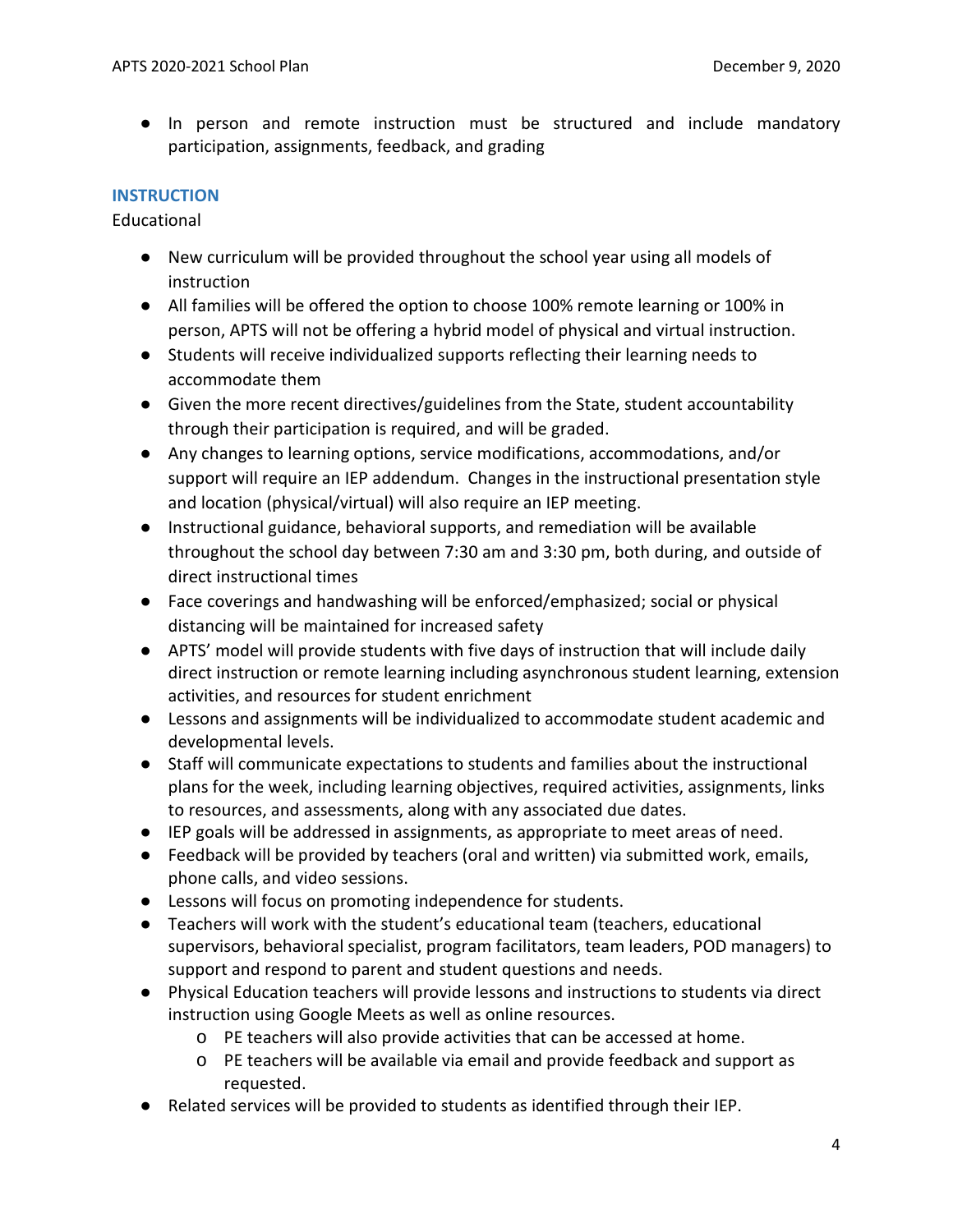- In person and remote instruction must be structured and include mandatory participation, assignments, feedback, and grading

## INSTRUCTION

Educational

- New curriculum will be provided throughout the school year using all models of instruction
- All families will be offered the option to choose 100% remote learning or 100% in person, APTS will not be offering a hybrid model of physical and virtual instruction.
- Students will receive individualized supports reflecting their learning needs to accommodate them
- Given the more recent directives/guidelines from the State, student accountability through their participation is required, and will be graded.
- Any changes to learning options, service modifications, accommodations, and/or support will require an IEP addendum. Changes in the instructional presentation style and location (physical/virtual) will also require an IEP meeting.
- Instructional guidance, behavioral supports, and remediation will be available throughout the school day between 7:30 am and 3:30 pm, both during, and outside of direct instructional times
- Face coverings and handwashing will be enforced/emphasized; social or physical distancing will be maintained for increased safety
- APTS' model will provide students with five days of instruction that will include daily direct instruction or remote learning including asynchronous student learning, extension activities, and resources for student enrichment
- Lessons and assignments will be individualized to accommodate student academic and developmental levels.
- Staff will communicate expectations to students and families about the instructional plans for the week, including learning objectives, required activities, assignments, links to resources, and assessments, along with any associated due dates.
- IEP goals will be addressed in assignments, as appropriate to meet areas of need.
- Feedback will be provided by teachers (oral and written) via submitted work, emails, phone calls, and video sessions.
- Lessons will focus on promoting independence for students.
- Teachers will work with the student's educational team (teachers, educational supervisors, behavioral specialist, program facilitators, team leaders, POD managers) to support and respond to parent and student questions and needs.
- Physical Education teachers will provide lessons and instructions to students via direct instruction using Google Meets as well as online resources.
  - PE teachers will also provide activities that can be accessed at home.
  - PE teachers will be available via email and provide feedback and support as requested.
- Related services will be provided to students as identified through their IEP.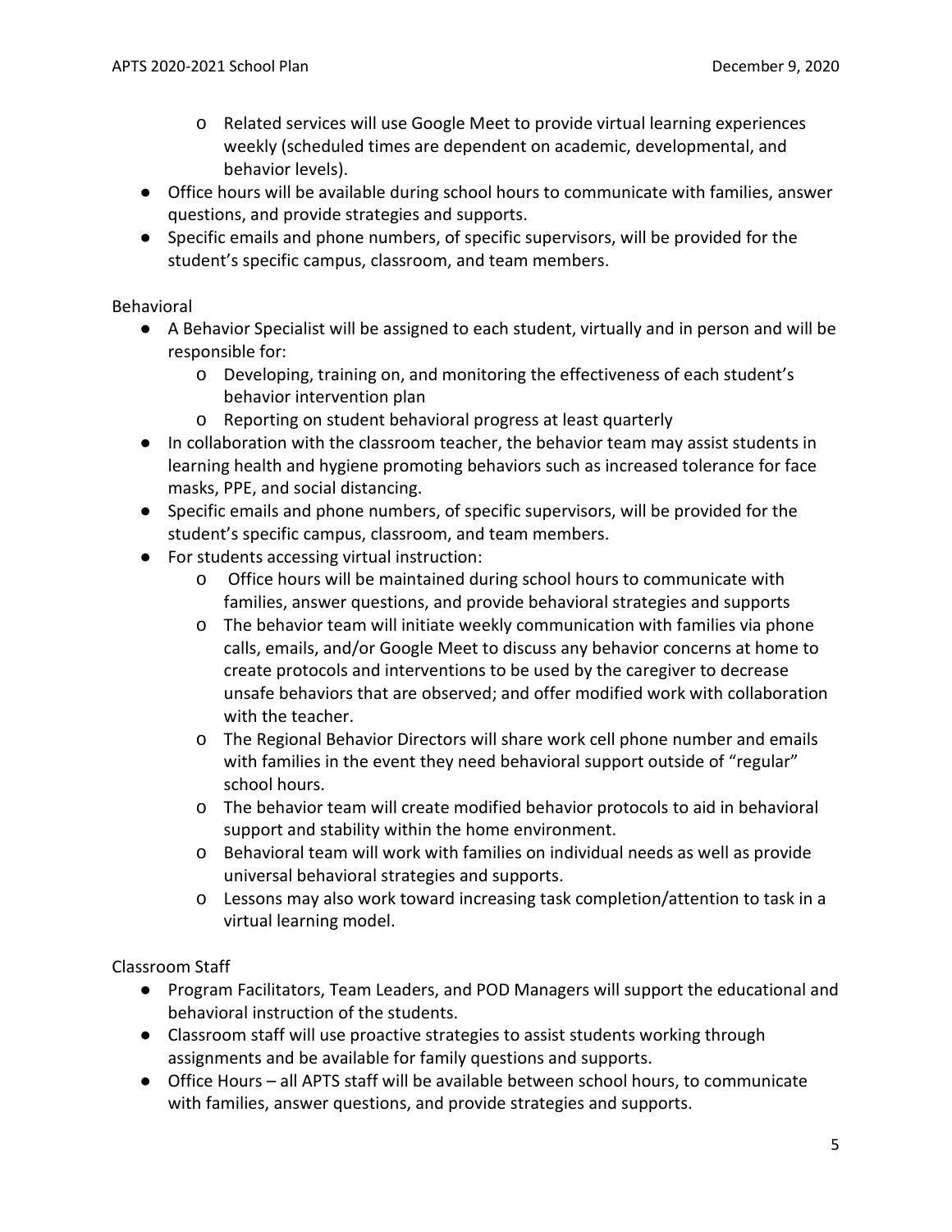- Related services will use Google Meet to provide virtual learning experiences weekly (scheduled times are dependent on academic, developmental, and behavior levels).
- Office hours will be available during school hours to communicate with families, answer questions, and provide strategies and supports.
- Specific emails and phone numbers, of specific supervisors, will be provided for the student's specific campus, classroom, and team members.

Behavioral

- A Behavior Specialist will be assigned to each student, virtually and in person and will be responsible for:
  - Developing, training on, and monitoring the effectiveness of each student's behavior intervention plan
  - Reporting on student behavioral progress at least quarterly
- In collaboration with the classroom teacher, the behavior team may assist students in learning health and hygiene promoting behaviors such as increased tolerance for face masks, PPE, and social distancing.
- Specific emails and phone numbers, of specific supervisors, will be provided for the student's specific campus, classroom, and team members.
- For students accessing virtual instruction:
  - Office hours will be maintained during school hours to communicate with families, answer questions, and provide behavioral strategies and supports
  - The behavior team will initiate weekly communication with families via phone calls, emails, and/or Google Meet to discuss any behavior concerns at home to create protocols and interventions to be used by the caregiver to decrease unsafe behaviors that are observed; and offer modified work with collaboration with the teacher.
  - The Regional Behavior Directors will share work cell phone number and emails with families in the event they need behavioral support outside of "regular" school hours.
  - The behavior team will create modified behavior protocols to aid in behavioral support and stability within the home environment.
  - Behavioral team will work with families on individual needs as well as provide universal behavioral strategies and supports.
  - Lessons may also work toward increasing task completion/attention to task in a virtual learning model.

Classroom Staff

- Program Facilitators, Team Leaders, and POD Managers will support the educational and behavioral instruction of the students.
- Classroom staff will use proactive strategies to assist students working through assignments and be available for family questions and supports.
- Office Hours – all APTS staff will be available between school hours, to communicate with families, answer questions, and provide strategies and supports.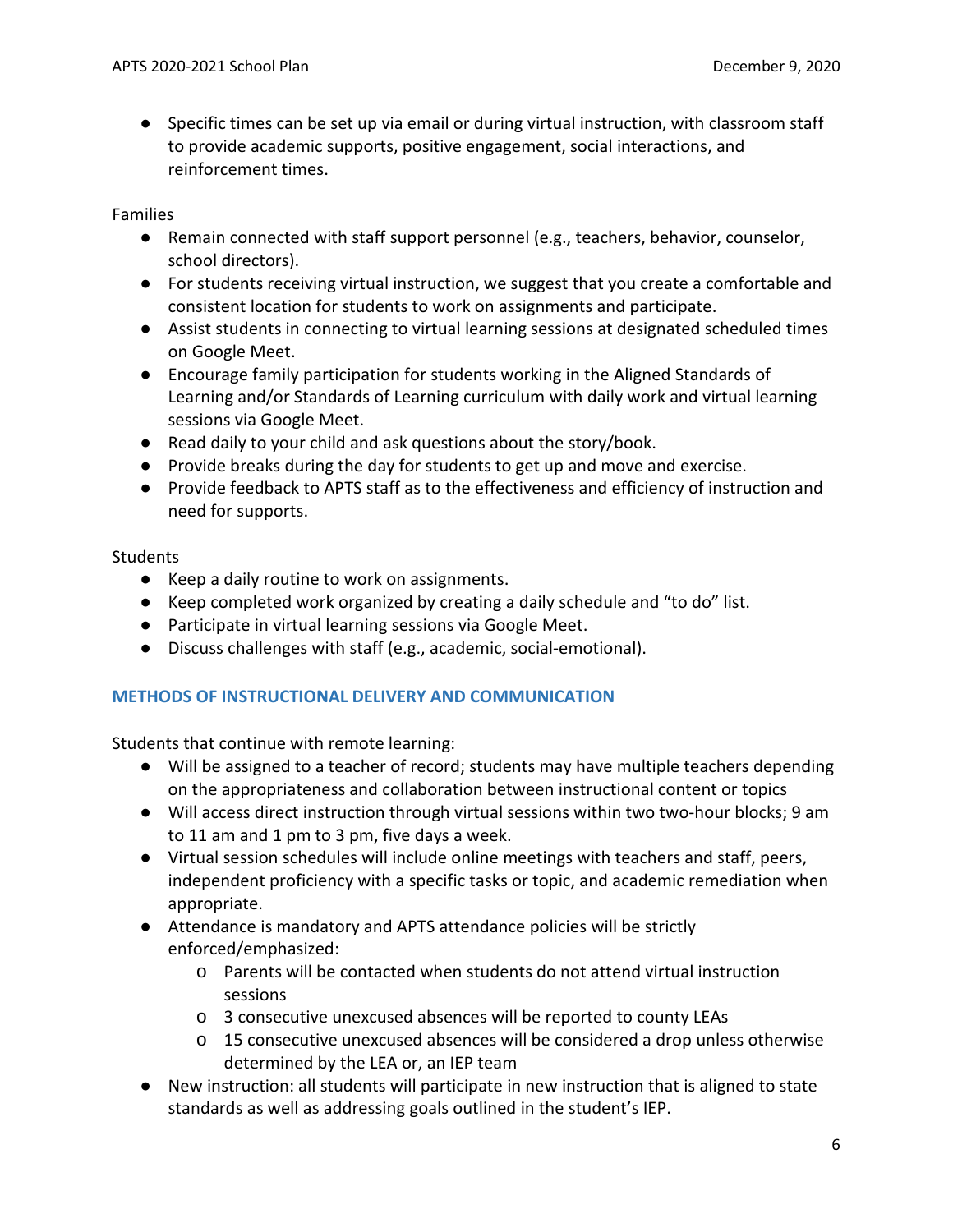- Specific times can be set up via email or during virtual instruction, with classroom staff to provide academic supports, positive engagement, social interactions, and reinforcement times.

Families

- Remain connected with staff support personnel (e.g., teachers, behavior, counselor, school directors).
- For students receiving virtual instruction, we suggest that you create a comfortable and consistent location for students to work on assignments and participate.
- Assist students in connecting to virtual learning sessions at designated scheduled times on Google Meet.
- Encourage family participation for students working in the Aligned Standards of Learning and/or Standards of Learning curriculum with daily work and virtual learning sessions via Google Meet.
- Read daily to your child and ask questions about the story/book.
- Provide breaks during the day for students to get up and move and exercise.
- Provide feedback to APTS staff as to the effectiveness and efficiency of instruction and need for supports.

Students

- Keep a daily routine to work on assignments.
- Keep completed work organized by creating a daily schedule and "to do" list.
- Participate in virtual learning sessions via Google Meet.
- Discuss challenges with staff (e.g., academic, social-emotional).

## METHODS OF INSTRUCTIONAL DELIVERY AND COMMUNICATION

Students that continue with remote learning:

- Will be assigned to a teacher of record; students may have multiple teachers depending on the appropriateness and collaboration between instructional content or topics
- Will access direct instruction through virtual sessions within two two-hour blocks; 9 am to 11 am and 1 pm to 3 pm, five days a week.
- Virtual session schedules will include online meetings with teachers and staff, peers, independent proficiency with a specific tasks or topic, and academic remediation when appropriate.
- Attendance is mandatory and APTS attendance policies will be strictly enforced/emphasized:
  - Parents will be contacted when students do not attend virtual instruction sessions
  - 3 consecutive unexcused absences will be reported to county LEAs
  - 15 consecutive unexcused absences will be considered a drop unless otherwise determined by the LEA or, an IEP team
- New instruction: all students will participate in new instruction that is aligned to state standards as well as addressing goals outlined in the student's IEP.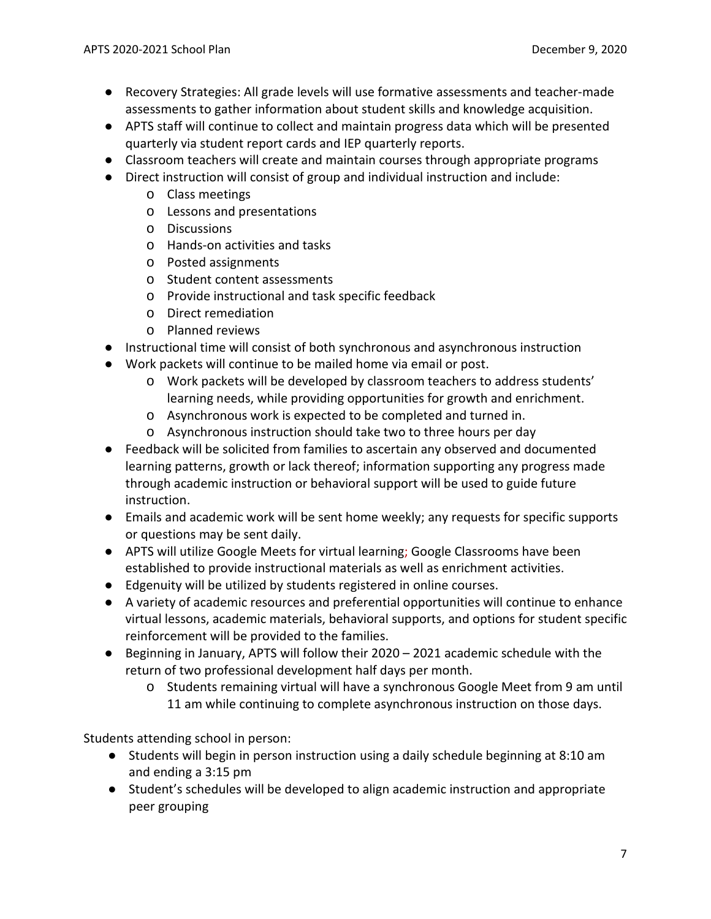- Recovery Strategies: All grade levels will use formative assessments and teacher-made assessments to gather information about student skills and knowledge acquisition.
- APTS staff will continue to collect and maintain progress data which will be presented quarterly via student report cards and IEP quarterly reports.
- Classroom teachers will create and maintain courses through appropriate programs
- Direct instruction will consist of group and individual instruction and include:
  - Class meetings
  - Lessons and presentations
  - Discussions
  - Hands-on activities and tasks
  - Posted assignments
  - Student content assessments
  - Provide instructional and task specific feedback
  - Direct remediation
  - Planned reviews
- Instructional time will consist of both synchronous and asynchronous instruction
- Work packets will continue to be mailed home via email or post.
  - Work packets will be developed by classroom teachers to address students' learning needs, while providing opportunities for growth and enrichment.
  - Asynchronous work is expected to be completed and turned in.
  - Asynchronous instruction should take two to three hours per day
- Feedback will be solicited from families to ascertain any observed and documented learning patterns, growth or lack thereof; information supporting any progress made through academic instruction or behavioral support will be used to guide future instruction.
- Emails and academic work will be sent home weekly; any requests for specific supports or questions may be sent daily.
- APTS will utilize Google Meets for virtual learning; Google Classrooms have been established to provide instructional materials as well as enrichment activities.
- Edgenuity will be utilized by students registered in online courses.
- A variety of academic resources and preferential opportunities will continue to enhance virtual lessons, academic materials, behavioral supports, and options for student specific reinforcement will be provided to the families.
- Beginning in January, APTS will follow their 2020 – 2021 academic schedule with the return of two professional development half days per month.
  - Students remaining virtual will have a synchronous Google Meet from 9 am until 11 am while continuing to complete asynchronous instruction on those days.

Students attending school in person:

- Students will begin in person instruction using a daily schedule beginning at 8:10 am and ending a 3:15 pm
- Student's schedules will be developed to align academic instruction and appropriate peer grouping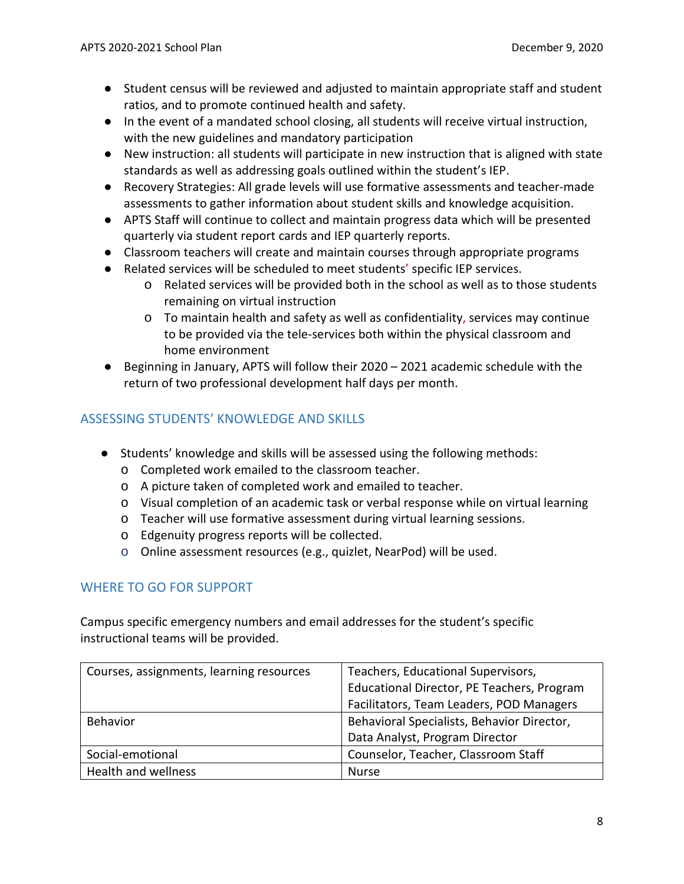- Student census will be reviewed and adjusted to maintain appropriate staff and student ratios, and to promote continued health and safety.
- In the event of a mandated school closing, all students will receive virtual instruction, with the new guidelines and mandatory participation
- New instruction: all students will participate in new instruction that is aligned with state standards as well as addressing goals outlined within the student's IEP.
- Recovery Strategies: All grade levels will use formative assessments and teacher-made assessments to gather information about student skills and knowledge acquisition.
- APTS Staff will continue to collect and maintain progress data which will be presented quarterly via student report cards and IEP quarterly reports.
- Classroom teachers will create and maintain courses through appropriate programs
- Related services will be scheduled to meet students' specific IEP services.
    - Related services will be provided both in the school as well as to those students remaining on virtual instruction
    - To maintain health and safety as well as confidentiality, services may continue to be provided via the tele-services both within the physical classroom and home environment
- Beginning in January, APTS will follow their 2020 – 2021 academic schedule with the return of two professional development half days per month.

## ASSESSING STUDENTS' KNOWLEDGE AND SKILLS

- Students' knowledge and skills will be assessed using the following methods:
    - Completed work emailed to the classroom teacher.
    - A picture taken of completed work and emailed to teacher.
    - Visual completion of an academic task or verbal response while on virtual learning
    - Teacher will use formative assessment during virtual learning sessions.
    - Edgenuity progress reports will be collected.
    - Online assessment resources (e.g., quizlet, NearPod) will be used.

## WHERE TO GO FOR SUPPORT

Campus specific emergency numbers and email addresses for the student's specific instructional teams will be provided.

| | |
|---|---|
| Courses, assignments, learning resources | Teachers, Educational Supervisors, Educational Director, PE Teachers, Program Facilitators, Team Leaders, POD Managers |
| Behavior | Behavioral Specialists, Behavior Director, Data Analyst, Program Director |
| Social-emotional | Counselor, Teacher, Classroom Staff |
| Health and wellness | Nurse |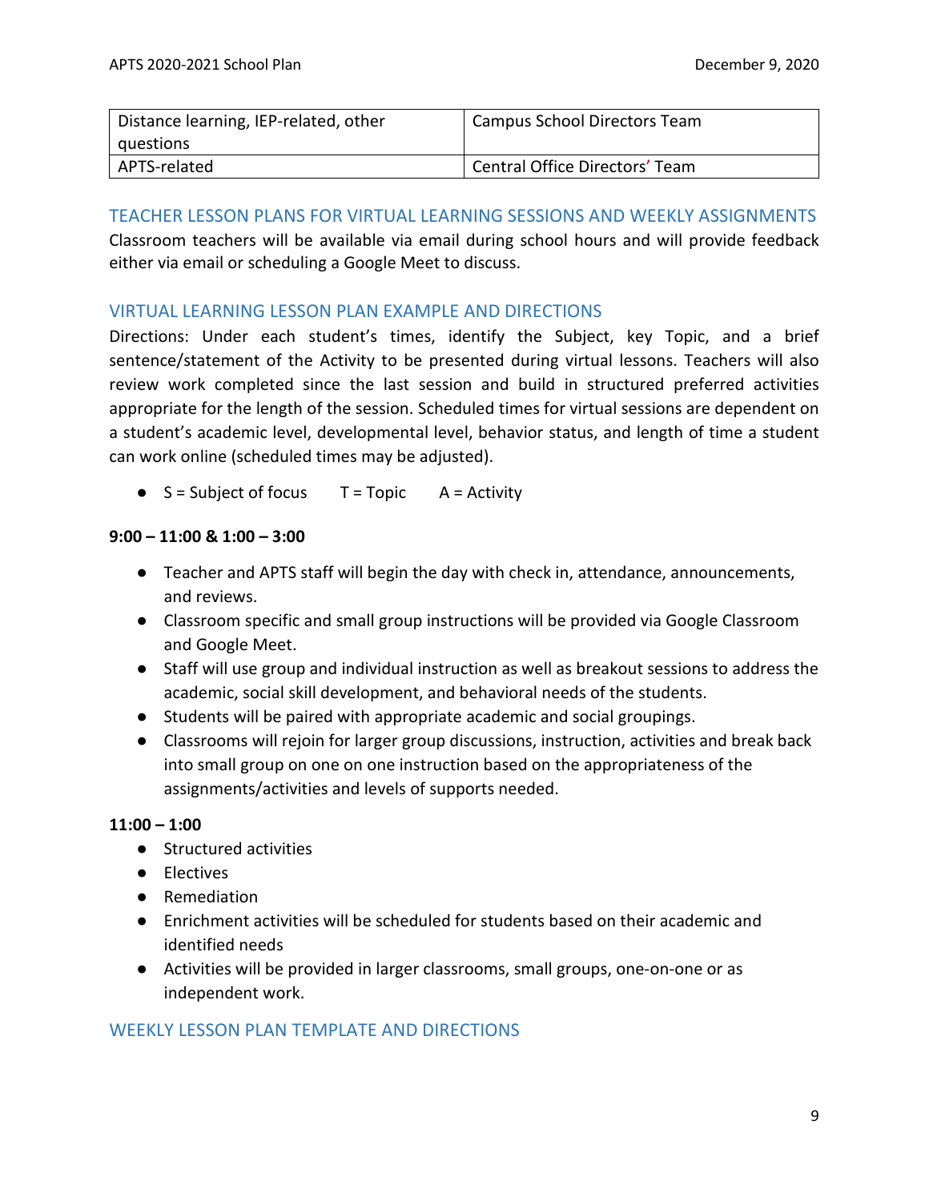| Distance learning, IEP-related, other questions | Campus School Directors Team |
|---|---|
| APTS-related | Central Office Directors' Team |

## TEACHER LESSON PLANS FOR VIRTUAL LEARNING SESSIONS AND WEEKLY ASSIGNMENTS

Classroom teachers will be available via email during school hours and will provide feedback either via email or scheduling a Google Meet to discuss.

## VIRTUAL LEARNING LESSON PLAN EXAMPLE AND DIRECTIONS

Directions: Under each student's times, identify the Subject, key Topic, and a brief sentence/statement of the Activity to be presented during virtual lessons. Teachers will also review work completed since the last session and build in structured preferred activities appropriate for the length of the session. Scheduled times for virtual sessions are dependent on a student's academic level, developmental level, behavior status, and length of time a student can work online (scheduled times may be adjusted).

- S = Subject of focus    T = Topic    A = Activity

**9:00 – 11:00 & 1:00 – 3:00**

- Teacher and APTS staff will begin the day with check in, attendance, announcements, and reviews.
- Classroom specific and small group instructions will be provided via Google Classroom and Google Meet.
- Staff will use group and individual instruction as well as breakout sessions to address the academic, social skill development, and behavioral needs of the students.
- Students will be paired with appropriate academic and social groupings.
- Classrooms will rejoin for larger group discussions, instruction, activities and break back into small group on one on one instruction based on the appropriateness of the assignments/activities and levels of supports needed.

**11:00 – 1:00**

- Structured activities
- Electives
- Remediation
- Enrichment activities will be scheduled for students based on their academic and identified needs
- Activities will be provided in larger classrooms, small groups, one-on-one or as independent work.

## WEEKLY LESSON PLAN TEMPLATE AND DIRECTIONS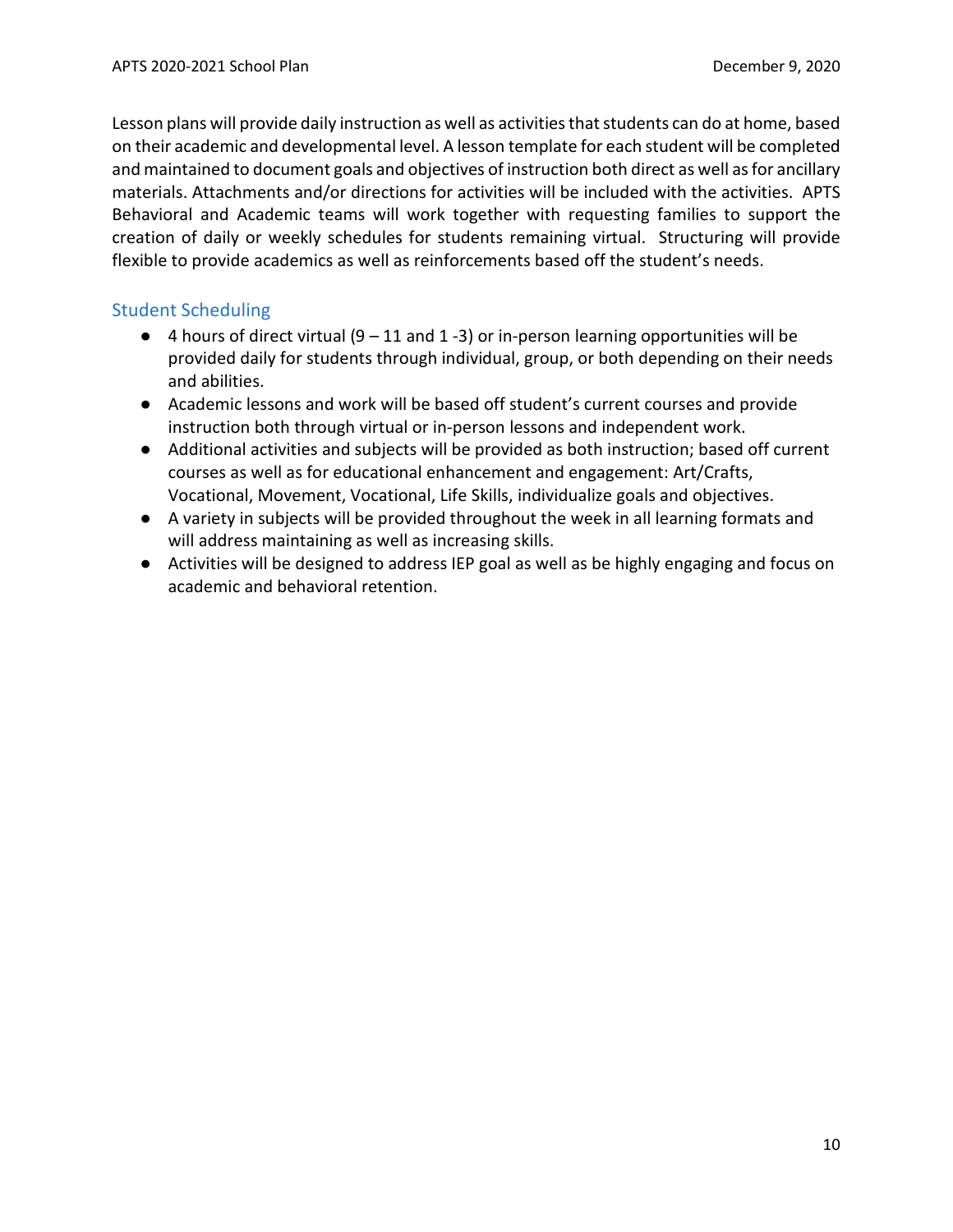Lesson plans will provide daily instruction as well as activities that students can do at home, based on their academic and developmental level. A lesson template for each student will be completed and maintained to document goals and objectives of instruction both direct as well as for ancillary materials. Attachments and/or directions for activities will be included with the activities. APTS Behavioral and Academic teams will work together with requesting families to support the creation of daily or weekly schedules for students remaining virtual. Structuring will provide flexible to provide academics as well as reinforcements based off the student's needs.

## Student Scheduling

- 4 hours of direct virtual (9 – 11 and 1 -3) or in-person learning opportunities will be provided daily for students through individual, group, or both depending on their needs and abilities.
- Academic lessons and work will be based off student's current courses and provide instruction both through virtual or in-person lessons and independent work.
- Additional activities and subjects will be provided as both instruction; based off current courses as well as for educational enhancement and engagement: Art/Crafts, Vocational, Movement, Vocational, Life Skills, individualize goals and objectives.
- A variety in subjects will be provided throughout the week in all learning formats and will address maintaining as well as increasing skills.
- Activities will be designed to address IEP goal as well as be highly engaging and focus on academic and behavioral retention.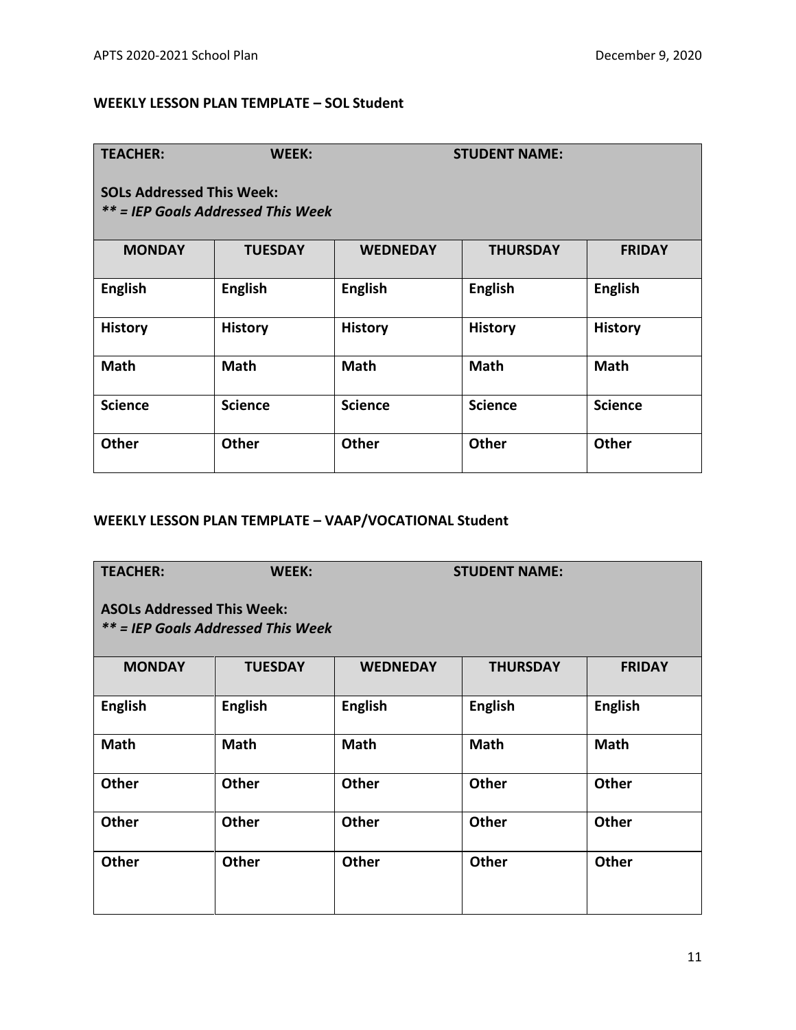**WEEKLY LESSON PLAN TEMPLATE – SOL Student**

| **TEACHER:** | **WEEK:** | | **STUDENT NAME:** | |
|---|---|---|---|---|
| **SOLs Addressed This Week:** ***** = IEP Goals Addressed This Week*** | | | | |
| **MONDAY** | **TUESDAY** | **WEDNEDAY** | **THURSDAY** | **FRIDAY** |
| **English** | **English** | **English** | **English** | **English** |
| **History** | **History** | **History** | **History** | **History** |
| **Math** | **Math** | **Math** | **Math** | **Math** |
| **Science** | **Science** | **Science** | **Science** | **Science** |
| **Other** | **Other** | **Other** | **Other** | **Other** |

**WEEKLY LESSON PLAN TEMPLATE – VAAP/VOCATIONAL Student**

| **TEACHER:** | **WEEK:** | | **STUDENT NAME:** | |
|---|---|---|---|---|
| **ASOLs Addressed This Week:** ***** = IEP Goals Addressed This Week*** | | | | |
| **MONDAY** | **TUESDAY** | **WEDNEDAY** | **THURSDAY** | **FRIDAY** |
| **English** | **English** | **English** | **English** | **English** |
| **Math** | **Math** | **Math** | **Math** | **Math** |
| **Other** | **Other** | **Other** | **Other** | **Other** |
| **Other** | **Other** | **Other** | **Other** | **Other** |
| **Other** | **Other** | **Other** | **Other** | **Other** |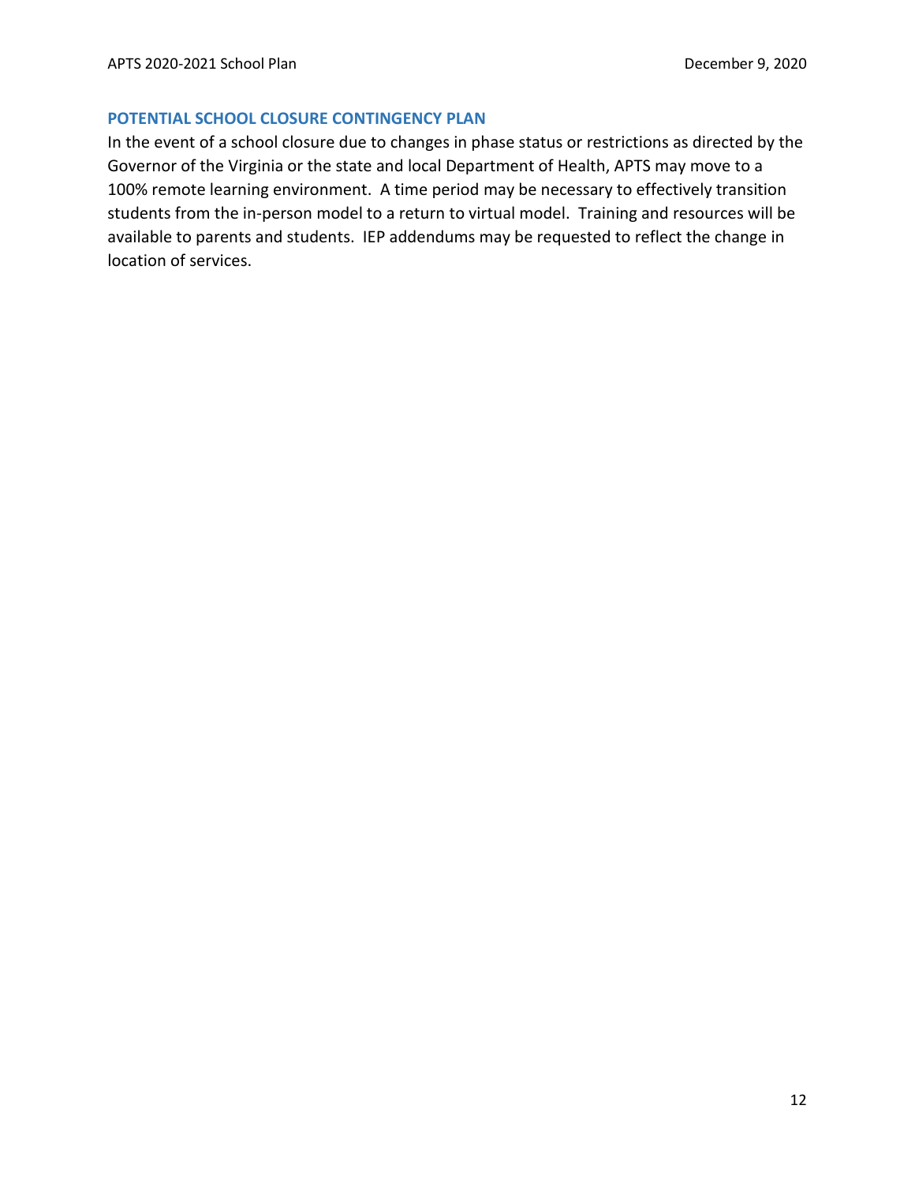## POTENTIAL SCHOOL CLOSURE CONTINGENCY PLAN

In the event of a school closure due to changes in phase status or restrictions as directed by the Governor of the Virginia or the state and local Department of Health, APTS may move to a 100% remote learning environment. A time period may be necessary to effectively transition students from the in-person model to a return to virtual model. Training and resources will be available to parents and students. IEP addendums may be requested to reflect the change in location of services.